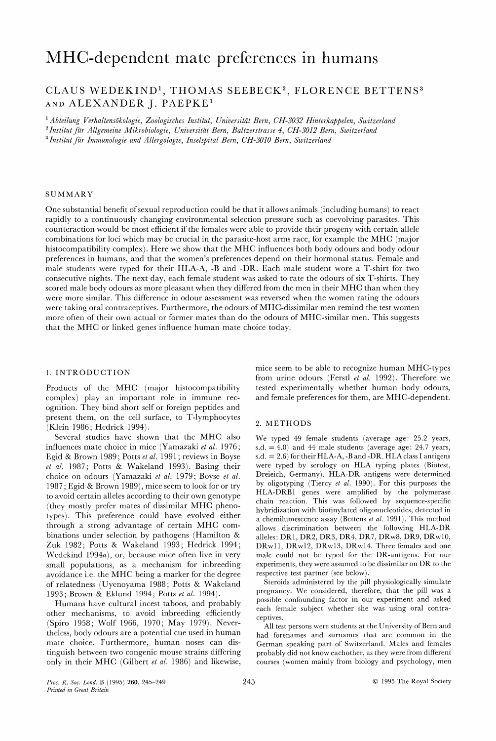# MHC-dependent mate preferences in humans

CLAUS WEDEKIND[1], THOMAS SEEBECK[2], FLORENCE BETTENS[3] AND ALEXANDER J. PAEPKE[1]

[1] *Abteilung Verhaltensökologie, Zoologisches Institut, Universität Bern, CH-3032 Hinterkappelen, Switzerland*
[2] *Institut für Allgemeine Mikrobiologie, Universität Bern, Baltzerstrasse 4, CH-3012 Bern, Switzerland*
[3] *Institut für Immunologie und Allergologie, Inselspital Bern, CH-3010 Bern, Switzerland*

## SUMMARY

One substantial benefit of sexual reproduction could be that it allows animals (including humans) to react rapidly to a continuously changing environmental selection pressure such as coevolving parasites. This counteraction would be most efficient if the females were able to provide their progeny with certain allele combinations for loci which may be crucial in the parasite-host arms race, for example the MHC (major histocompatibility complex). Here we show that the MHC influences both body odours and body odour preferences in humans, and that the women's preferences depend on their hormonal status. Female and male students were typed for their HLA-A, -B and -DR. Each male student wore a T-shirt for two consecutive nights. The next day, each female student was asked to rate the odours of six T-shirts. They scored male body odours as more pleasant when they differed from the men in their MHC than when they were more similar. This difference in odour assessment was reversed when the women rating the odours were taking oral contraceptives. Furthermore, the odours of MHC-dissimilar men remind the test women more often of their own actual or former mates than do the odours of MHC-similar men. This suggests that the MHC or linked genes influence human mate choice today.

## 1. INTRODUCTION

Products of the MHC (major histocompatibility complex) play an important role in immune recognition. They bind short self or foreign peptides and present them, on the cell surface, to T-lymphocytes (Klein 1986; Hedrick 1994).

Several studies have shown that the MHC also influences mate choice in mice (Yamazaki *et al.* 1976; Egid & Brown 1989; Potts *et al.* 1991; reviews in Boyse *et al.* 1987; Potts & Wakeland 1993). Basing their choice on odours (Yamazaki *et al.* 1979; Boyse *et al.* 1987; Egid & Brown 1989), mice seem to look for or try to avoid certain alleles according to their own genotype (they mostly prefer mates of dissimilar MHC phenotypes). This preference could have evolved either through a strong advantage of certain MHC combinations under selection by pathogens (Hamilton & Zuk 1982; Potts & Wakeland 1993; Hedrick 1994; Wedekind 1994*a*), or, because mice often live in very small populations, as a mechanism for inbreeding avoidance i.e. the MHC being a marker for the degree of relatedness (Uyenoyama 1988; Potts & Wakeland 1993; Brown & Eklund 1994; Potts *et al.* 1994).

Humans have cultural incest taboos, and probably other mechanisms, to avoid inbreeding efficiently (Spiro 1958; Wolf 1966, 1970; May 1979). Nevertheless, body odours are a potential cue used in human mate choice. Furthermore, human noses can distinguish between two congenic mouse strains differing only in their MHC (Gilbert *et al.* 1986) and likewise, mice seem to be able to recognize human MHC-types from urine odours (Ferstl *et al.* 1992). Therefore we tested experimentally whether human body odours, and female preferences for them, are MHC-dependent.

## 2. METHODS

We typed 49 female students (average age: 25.2 years, s.d. = 4.0) and 44 male students (average age: 24.7 years, s.d. = 2.6) for their HLA-A, -B and -DR. HLA class I antigens were typed by serology on HLA typing plates (Biotest, Dreieich, Germany). HLA-DR antigens were determined by oligotyping (Tiercy *et al.* 1990). For this purposes the HLA-DRB1 genes were amplified by the polymerase chain reaction. This was followed by sequence-specific hybridization with biotinylated oligonucleotides, detected in a chemilumescence assay (Bettens *et al.* 1991). This method allows discrimination between the following HLA-DR alleles: DR1, DR2, DR3, DR4, DR7, DRw8, DR9, DRw10, DRw11, DRw12, DRw13, DRw14. Three females and one male could not be typed for the DR-antigens. For our experiments, they were assumed to be dissimilar on DR to the respective test partner (see below).

Steroids administered by the pill physiologically simulate pregnancy. We considered, therefore, that the pill was a possible confounding factor in our experiment and asked each female subject whether she was using oral contraceptives.

All test persons were students at the University of Bern and had forenames and surnames that are common in the German speaking part of Switzerland. Males and females probably did not know eachother, as they were from different courses (women mainly from biology and psychology, men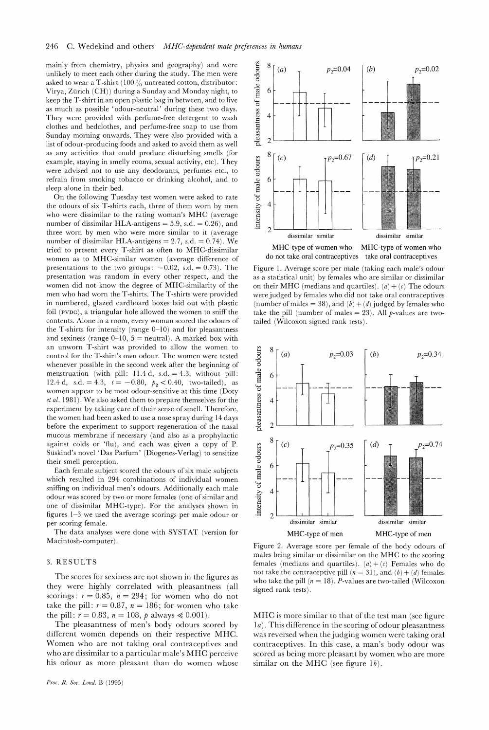mainly from chemistry, physics and geography) and were unlikely to meet each other during the study. The men were asked to wear a T-shirt (100% untreated cotton, distributor: Virya, Zürich (CH)) during a Sunday and Monday night, to keep the T-shirt in an open plastic bag in between, and to live as much as possible 'odour-neutral' during these two days. They were provided with perfume-free detergent to wash clothes and bedclothes, and perfume-free soap to use from Sunday morning onwards. They were also provided with a list of odour-producing foods and asked to avoid them as well as any activities that could produce disturbing smells (for example, staying in smelly rooms, sexual activity, etc). They were advised not to use any deodorants, perfumes etc., to refrain from smoking tobacco or drinking alcohol, and to sleep alone in their bed.

On the following Tuesday test women were asked to rate the odours of six T-shirts each, three of them worn by men who were dissimilar to the rating woman's MHC (average number of dissimilar HLA-antigens = 5.9, s.d. = 0.26), and three worn by men who were more similar to it (average number of dissimilar HLA-antigens = 2.7, s.d. = 0.74). We tried to present every T-shirt as often to MHC-dissimilar women as to MHC-similar women (average difference of presentations to the two groups: −0.02, s.d. = 0.73). The presentation was random in every other respect, and the women did not know the degree of MHC-similarity of the men who had worn the T-shirts. The T-shirts were provided in numbered, glazed cardboard boxes laid out with plastic foil (PVDC), a triangular hole allowed the women to sniff the contents. Alone in a room, every woman scored the odours of the T-shirts for intensity (range 0–10) and for pleasantness and sexiness (range 0–10, 5 = neutral). A marked box with an unworn T-shirt was provided to allow the women to control for the T-shirt's own odour. The women were tested whenever possible in the second week after the beginning of menstruation (with pill: 11.4 d, s.d. = 4.3, without pill: 12.4 d, s.d. = 4.3, $t = -0.80$, $p_2 < 0.40$, two-tailed), as women appear to be most odour-sensitive at this time (Doty *et al.* 1981). We also asked them to prepare themselves for the experiment by taking care of their sense of smell. Therefore, the women had been asked to use a nose spray during 14 days before the experiment to support regeneration of the nasal mucous membrane if necessary (and also as a prophylactic against colds or 'flu), and each was given a copy of P. Süskind's novel 'Das Parfum' (Diogenes-Verlag) to sensitize their smell perception.

Each female subject scored the odours of six male subjects which resulted in 294 combinations of individual women sniffing on individual men's odours. Additionally each male odour was scored by two or more females (one of similar and one of dissimilar MHC-type). For the analyses shown in figures 1–3 we used the average scorings per male odour or per scoring female.

The data analyses were done with SYSTAT (version for Macintosh-computer).

## 3. RESULTS

The scores for sexiness are not shown in the figures as they were highly correlated with pleasantness (all scorings: $r = 0.85$, $n = 294$; for women who do not take the pill: $r = 0.87$, $n = 186$; for women who take the pill: $r = 0.83$, $n = 108$, $p$ always $\ll 0.001$).

The pleasantness of men's body odours scored by different women depends on their respective MHC. Women who are not taking oral contraceptives and who are dissimilar to a particular male's MHC perceive his odour as more pleasant than do women whose MHC is more similar to that of the test man (see figure 1*a*). This difference in the scoring of odour pleasantness was reversed when the judging women were taking oral contraceptives. In this case, a man's body odour was scored as being more pleasant by women who are more similar on the MHC (see figure 1*b*).

Figure 1. Average score per male (taking each male's odour as a statistical unit) by females who are similar or dissimilar on their MHC (medians and quartiles). (*a*) + (*c*) The odours were judged by females who did not take oral contraceptives (number of males = 38), and (*b*) + (*d*) judged by females who take the pill (number of males = 23). All *p*-values are two-tailed (Wilcoxon signed rank tests).

Figure 2. Average score per female of the body odours of males being similar or dissimilar on the MHC to the scoring females (medians and quartiles). (*a*) + (*c*) Females who do not take the contraceptive pill ($n = 31$), and (*b*) + (*d*) females who take the pill ($n = 18$). *P*-values are two-tailed (Wilcoxon signed rank tests).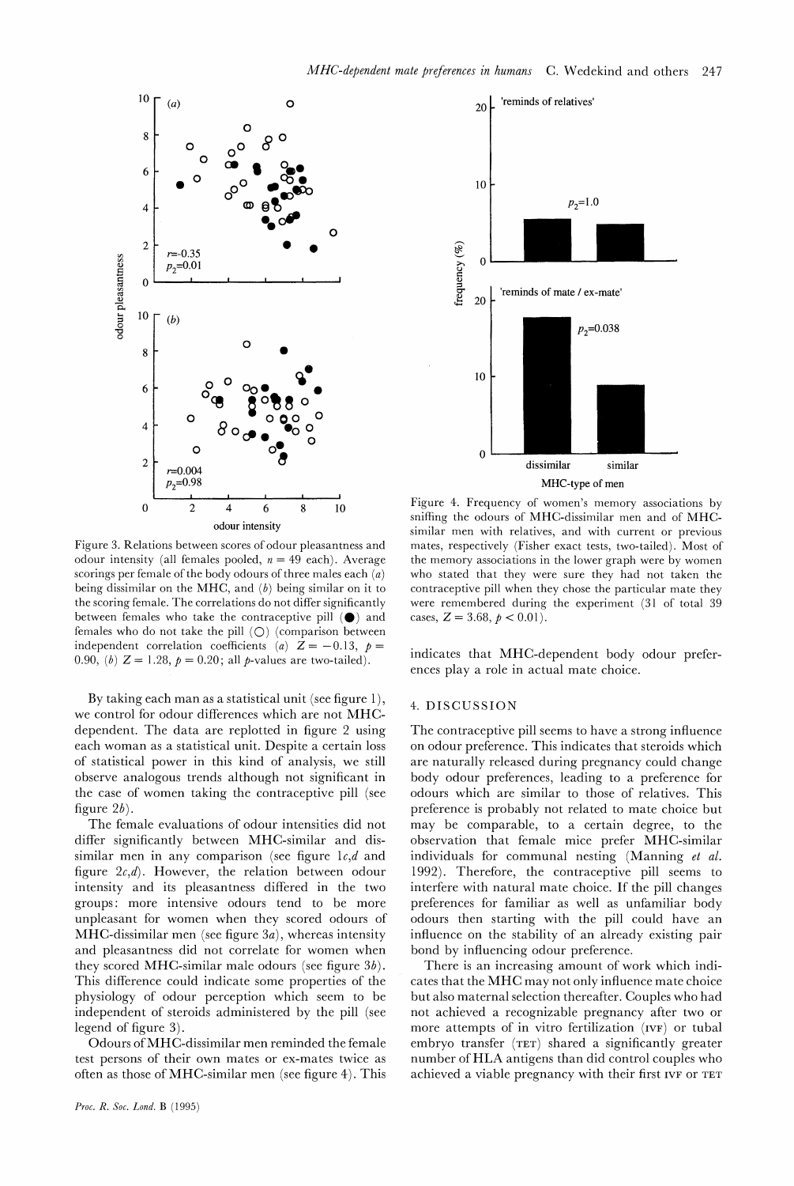Figure 3. Relations between scores of odour pleasantness and odour intensity (all females pooled, $n = 49$ each). Average scorings per female of the body odours of three males each (*a*) being dissimilar on the MHC, and (*b*) being similar on it to the scoring female. The correlations do not differ significantly between females who take the contraceptive pill (●) and females who do not take the pill (○) (comparison between independent correlation coefficients (*a*) $Z = -0.13$, $p = 0.90$, (*b*) $Z = 1.28$, $p = 0.20$; all *p*-values are two-tailed).

Figure 4. Frequency of women's memory associations by sniffing the odours of MHC-dissimilar men and of MHC-similar men with relatives, and with current or previous mates, respectively (Fisher exact tests, two-tailed). Most of the memory associations in the lower graph were by women who stated that they were sure they had not taken the contraceptive pill when they chose the particular mate they were remembered during the experiment (31 of total 39 cases, $Z = 3.68$, $p < 0.01$).

By taking each man as a statistical unit (see figure 1), we control for odour differences which are not MHC-dependent. The data are replotted in figure 2 using each woman as a statistical unit. Despite a certain loss of statistical power in this kind of analysis, we still observe analogous trends although not significant in the case of women taking the contraceptive pill (see figure 2*b*).

The female evaluations of odour intensities did not differ significantly between MHC-similar and dissimilar men in any comparison (see figure 1*c*,*d* and figure 2*c*,*d*). However, the relation between odour intensity and its pleasantness differed in the two groups: more intensive odours tend to be more unpleasant for women when they scored odours of MHC-dissimilar men (see figure 3*a*), whereas intensity and pleasantness did not correlate for women when they scored MHC-similar male odours (see figure 3*b*). This difference could indicate some properties of the physiology of odour perception which seem to be independent of steroids administered by the pill (see legend of figure 3).

Odours of MHC-dissimilar men reminded the female test persons of their own mates or ex-mates twice as often as those of MHC-similar men (see figure 4). This indicates that MHC-dependent body odour preferences play a role in actual mate choice.

## 4. DISCUSSION

The contraceptive pill seems to have a strong influence on odour preference. This indicates that steroids which are naturally released during pregnancy could change body odour preferences, leading to a preference for odours which are similar to those of relatives. This preference is probably not related to mate choice but may be comparable, to a certain degree, to the observation that female mice prefer MHC-similar individuals for communal nesting (Manning *et al.* 1992). Therefore, the contraceptive pill seems to interfere with natural mate choice. If the pill changes preferences for familiar as well as unfamiliar body odours then starting with the pill could have an influence on the stability of an already existing pair bond by influencing odour preference.

There is an increasing amount of work which indicates that the MHC may not only influence mate choice but also maternal selection thereafter. Couples who had not achieved a recognizable pregnancy after two or more attempts of in vitro fertilization (IVF) or tubal embryo transfer (TET) shared a significantly greater number of HLA antigens than did control couples who achieved a viable pregnancy with their first IVF or TET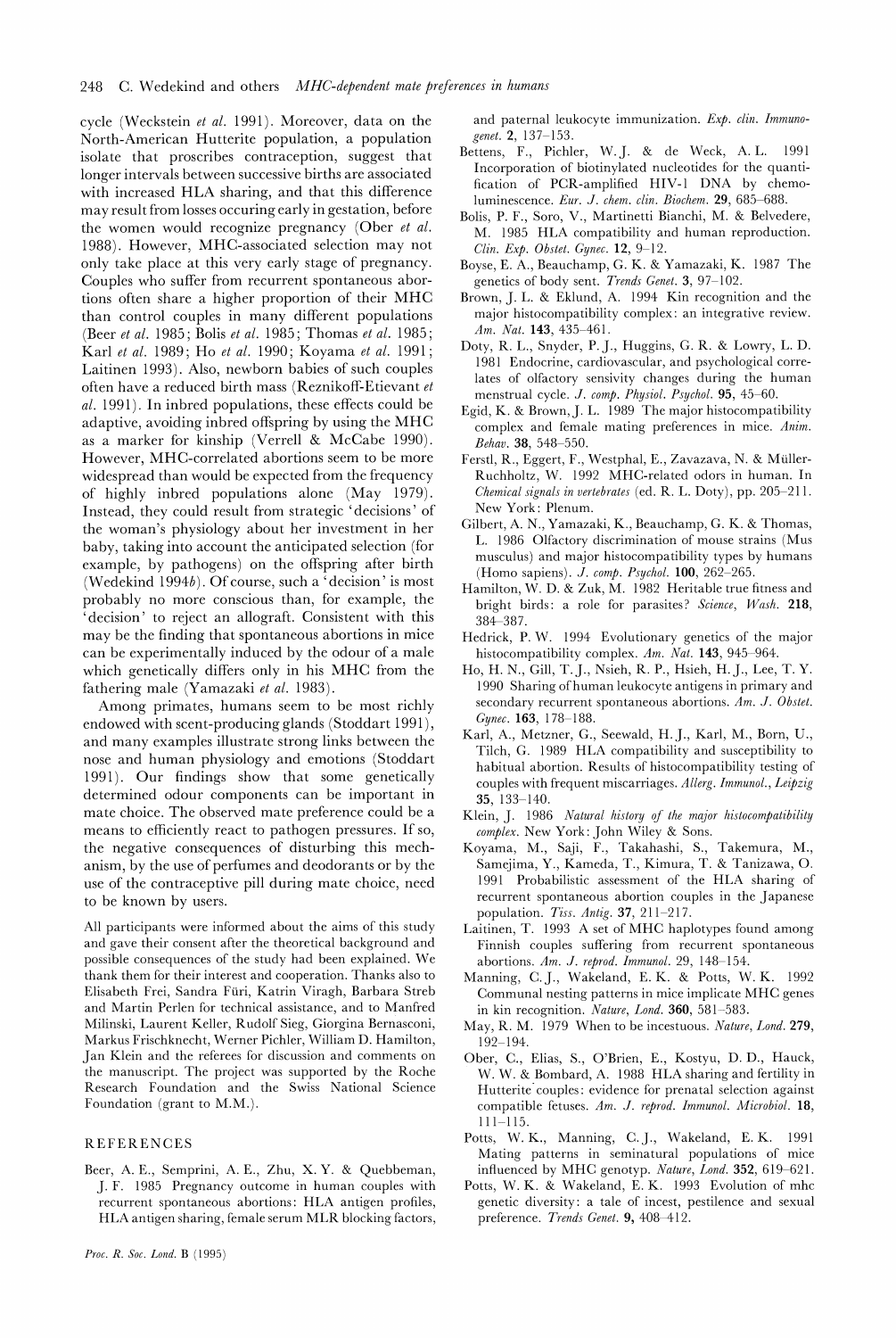cycle (Weckstein *et al.* 1991). Moreover, data on the North-American Hutterite population, a population isolate that proscribes contraception, suggest that longer intervals between successive births are associated with increased HLA sharing, and that this difference may result from losses occuring early in gestation, before the women would recognize pregnancy (Ober *et al.* 1988). However, MHC-associated selection may not only take place at this very early stage of pregnancy. Couples who suffer from recurrent spontaneous abortions often share a higher proportion of their MHC than control couples in many different populations (Beer *et al.* 1985; Bolis *et al.* 1985; Thomas *et al.* 1985; Karl *et al.* 1989; Ho *et al.* 1990; Koyama *et al.* 1991; Laitinen 1993). Also, newborn babies of such couples often have a reduced birth mass (Reznikoff-Etievant *et al.* 1991). In inbred populations, these effects could be adaptive, avoiding inbred offspring by using the MHC as a marker for kinship (Verrell & McCabe 1990). However, MHC-correlated abortions seem to be more widespread than would be expected from the frequency of highly inbred populations alone (May 1979). Instead, they could result from strategic 'decisions' of the woman's physiology about her investment in her baby, taking into account the anticipated selection (for example, by pathogens) on the offspring after birth (Wedekind 1994*b*). Of course, such a 'decision' is most probably no more conscious than, for example, the 'decision' to reject an allograft. Consistent with this may be the finding that spontaneous abortions in mice can be experimentally induced by the odour of a male which genetically differs only in his MHC from the fathering male (Yamazaki *et al.* 1983).

Among primates, humans seem to be most richly endowed with scent-producing glands (Stoddart 1991), and many examples illustrate strong links between the nose and human physiology and emotions (Stoddart 1991). Our findings show that some genetically determined odour components can be important in mate choice. The observed mate preference could be a means to efficiently react to pathogen pressures. If so, the negative consequences of disturbing this mechanism, by the use of perfumes and deodorants or by the use of the contraceptive pill during mate choice, need to be known by users.

All participants were informed about the aims of this study and gave their consent after the theoretical background and possible consequences of the study had been explained. We thank them for their interest and cooperation. Thanks also to Elisabeth Frei, Sandra Füri, Katrin Viragh, Barbara Streb and Martin Perlen for technical assistance, and to Manfred Milinski, Laurent Keller, Rudolf Sieg, Giorgina Bernasconi, Markus Frischknecht, Werner Pichler, William D. Hamilton, Jan Klein and the referees for discussion and comments on the manuscript. The project was supported by the Roche Research Foundation and the Swiss National Science Foundation (grant to M.M.).

## REFERENCES

Beer, A. E., Semprini, A. E., Zhu, X. Y. & Quebbeman, J. F. 1985 Pregnancy outcome in human couples with recurrent spontaneous abortions: HLA antigen profiles, HLA antigen sharing, female serum MLR blocking factors, and paternal leukocyte immunization. *Exp. clin. Immunogenet.* **2**, 137–153.

Bettens, F., Pichler, W. J. & de Weck, A. L. 1991 Incorporation of biotinylated nucleotides for the quantification of PCR-amplified HIV-1 DNA by chemoluminescence. *Eur. J. chem. clin. Biochem.* **29**, 685–688.

Bolis, P. F., Soro, V., Martinetti Bianchi, M. & Belvedere, M. 1985 HLA compatibility and human reproduction. *Clin. Exp. Obstet. Gynec.* **12**, 9–12.

Boyse, E. A., Beauchamp, G. K. & Yamazaki, K. 1987 The genetics of body sent. *Trends Genet.* **3**, 97–102.

Brown, J. L. & Eklund, A. 1994 Kin recognition and the major histocompatibility complex: an integrative review. *Am. Nat.* **143**, 435–461.

Doty, R. L., Snyder, P. J., Huggins, G. R. & Lowry, L. D. 1981 Endocrine, cardiovascular, and psychological correlates of olfactory sensivity changes during the human menstrual cycle. *J. comp. Physiol. Psychol.* **95**, 45–60.

Egid, K. & Brown, J. L. 1989 The major histocompatibility complex and female mating preferences in mice. *Anim. Behav.* **38**, 548–550.

Ferstl, R., Eggert, F., Westphal, E., Zavazava, N. & Müller-Ruchholtz, W. 1992 MHC-related odors in human. In *Chemical signals in vertebrates* (ed. R. L. Doty), pp. 205–211. New York: Plenum.

Gilbert, A. N., Yamazaki, K., Beauchamp, G. K. & Thomas, L. 1986 Olfactory discrimination of mouse strains (Mus musculus) and major histocompatibility types by humans (Homo sapiens). *J. comp. Psychol.* **100**, 262–265.

Hamilton, W. D. & Zuk, M. 1982 Heritable true fitness and bright birds: a role for parasites? *Science, Wash.* **218**, 384–387.

Hedrick, P. W. 1994 Evolutionary genetics of the major histocompatibility complex. *Am. Nat.* **143**, 945–964.

Ho, H. N., Gill, T. J., Nsieh, R. P., Hsieh, H. J., Lee, T. Y. 1990 Sharing of human leukocyte antigens in primary and secondary recurrent spontaneous abortions. *Am. J. Obstet. Gynec.* **163**, 178–188.

Karl, A., Metzner, G., Seewald, H. J., Karl, M., Born, U., Tilch, G. 1989 HLA compatibility and susceptibility to habitual abortion. Results of histocompatibility testing of couples with frequent miscarriages. *Allerg. Immunol., Leipzig* **35**, 133–140.

Klein, J. 1986 *Natural history of the major histocompatibility complex*. New York: John Wiley & Sons.

Koyama, M., Saji, F., Takahashi, S., Takemura, M., Samejima, Y., Kameda, T., Kimura, T. & Tanizawa, O. 1991 Probabilistic assessment of the HLA sharing of recurrent spontaneous abortion couples in the Japanese population. *Tiss. Antig.* **37**, 211–217.

Laitinen, T. 1993 A set of MHC haplotypes found among Finnish couples suffering from recurrent spontaneous abortions. *Am. J. reprod. Immunol.* 29, 148–154.

Manning, C. J., Wakeland, E. K. & Potts, W. K. 1992 Communal nesting patterns in mice implicate MHC genes in kin recognition. *Nature, Lond.* **360**, 581–583.

May, R. M. 1979 When to be incestuous. *Nature, Lond.* **279**, 192–194.

Ober, C., Elias, S., O'Brien, E., Kostyu, D. D., Hauck, W. W. & Bombard, A. 1988 HLA sharing and fertility in Hutterite couples: evidence for prenatal selection against compatible fetuses. *Am. J. reprod. Immunol. Microbiol.* **18**, 111–115.

Potts, W. K., Manning, C. J., Wakeland, E. K. 1991 Mating patterns in seminatural populations of mice influenced by MHC genotyp. *Nature, Lond.* **352**, 619–621.

Potts, W. K. & Wakeland, E. K. 1993 Evolution of mhc genetic diversity: a tale of incest, pestilence and sexual preference. *Trends Genet.* **9**, 408–412.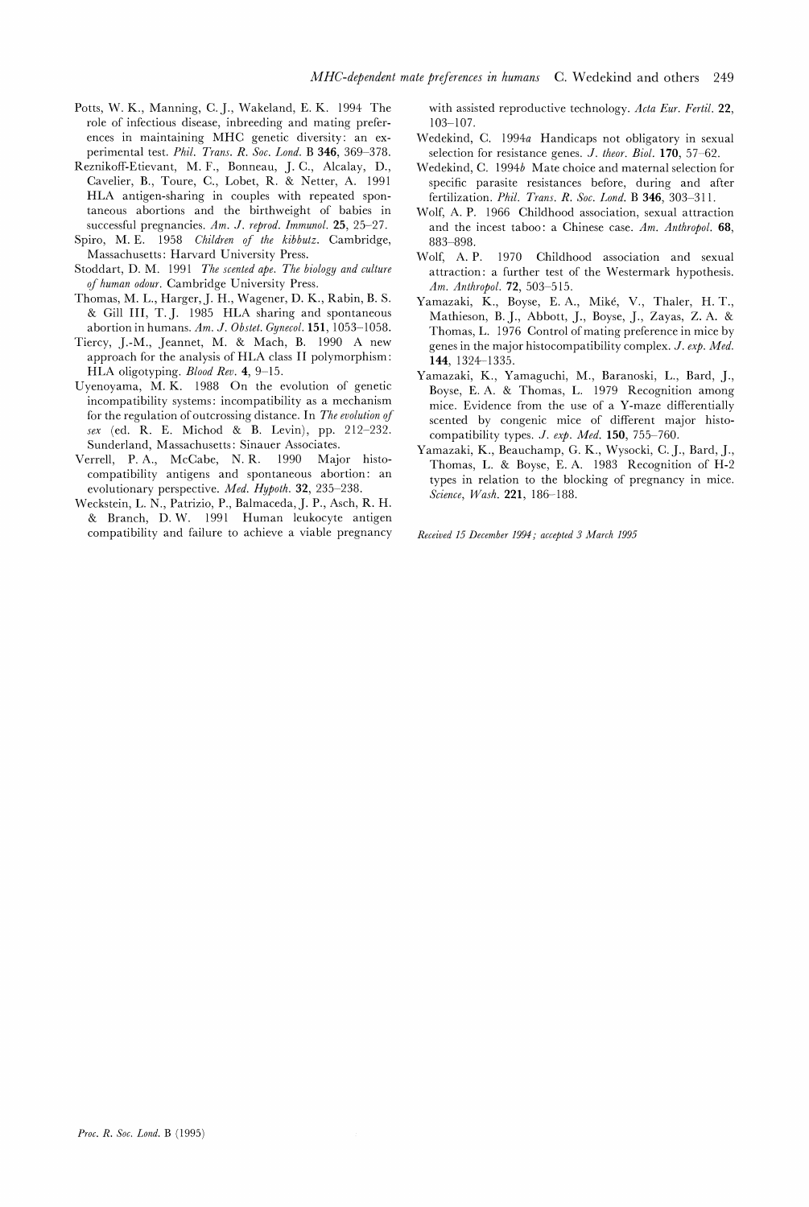Potts, W. K., Manning, C. J., Wakeland, E. K. 1994 The role of infectious disease, inbreeding and mating preferences in maintaining MHC genetic diversity: an experimental test. *Phil. Trans. R. Soc. Lond.* B **346**, 369–378.

Reznikoff-Etievant, M. F., Bonneau, J. C., Alcalay, D., Cavelier, B., Toure, C., Lobet, R. & Netter, A. 1991 HLA antigen-sharing in couples with repeated spontaneous abortions and the birthweight of babies in successful pregnancies. *Am. J. reprod. Immunol.* **25**, 25–27.

Spiro, M. E. 1958 *Children of the kibbutz.* Cambridge, Massachusetts: Harvard University Press.

Stoddart, D. M. 1991 *The scented ape. The biology and culture of human odour.* Cambridge University Press.

Thomas, M. L., Harger, J. H., Wagener, D. K., Rabin, B. S. & Gill III, T. J. 1985 HLA sharing and spontaneous abortion in humans. *Am. J. Obstet. Gynecol.* **151**, 1053–1058.

Tiercy, J.-M., Jeannet, M. & Mach, B. 1990 A new approach for the analysis of HLA class II polymorphism: HLA oligotyping. *Blood Rev.* **4**, 9–15.

Uyenoyama, M. K. 1988 On the evolution of genetic incompatibility systems: incompatibility as a mechanism for the regulation of outcrossing distance. In *The evolution of sex* (ed. R. E. Michod & B. Levin), pp. 212–232. Sunderland, Massachusetts: Sinauer Associates.

Verrell, P. A., McCabe, N. R. 1990 Major histocompatibility antigens and spontaneous abortion: an evolutionary perspective. *Med. Hypoth.* **32**, 235–238.

Weckstein, L. N., Patrizio, P., Balmaceda, J. P., Asch, R. H. & Branch, D. W. 1991 Human leukocyte antigen compatibility and failure to achieve a viable pregnancy with assisted reproductive technology. *Acta Eur. Fertil.* **22**, 103–107.

Wedekind, C. 1994*a* Handicaps not obligatory in sexual selection for resistance genes. *J. theor. Biol.* **170**, 57–62.

Wedekind, C. 1994*b* Mate choice and maternal selection for specific parasite resistances before, during and after fertilization. *Phil. Trans. R. Soc. Lond.* B **346**, 303–311.

Wolf, A. P. 1966 Childhood association, sexual attraction and the incest taboo: a Chinese case. *Am. Anthropol.* **68**, 883–898.

Wolf, A. P. 1970 Childhood association and sexual attraction: a further test of the Westermark hypothesis. *Am. Anthropol.* **72**, 503–515.

Yamazaki, K., Boyse, E. A., Miké, V., Thaler, H. T., Mathieson, B. J., Abbott, J., Boyse, J., Zayas, Z. A. & Thomas, L. 1976 Control of mating preference in mice by genes in the major histocompatibility complex. *J. exp. Med.* **144**, 1324–1335.

Yamazaki, K., Yamaguchi, M., Baranoski, L., Bard, J., Boyse, E. A. & Thomas, L. 1979 Recognition among mice. Evidence from the use of a Y-maze differentially scented by congenic mice of different major histocompatibility types. *J. exp. Med.* **150**, 755–760.

Yamazaki, K., Beauchamp, G. K., Wysocki, C. J., Bard, J., Thomas, L. & Boyse, E. A. 1983 Recognition of H-2 types in relation to the blocking of pregnancy in mice. *Science, Wash.* **221**, 186–188.

*Received 15 December 1994; accepted 3 March 1995*